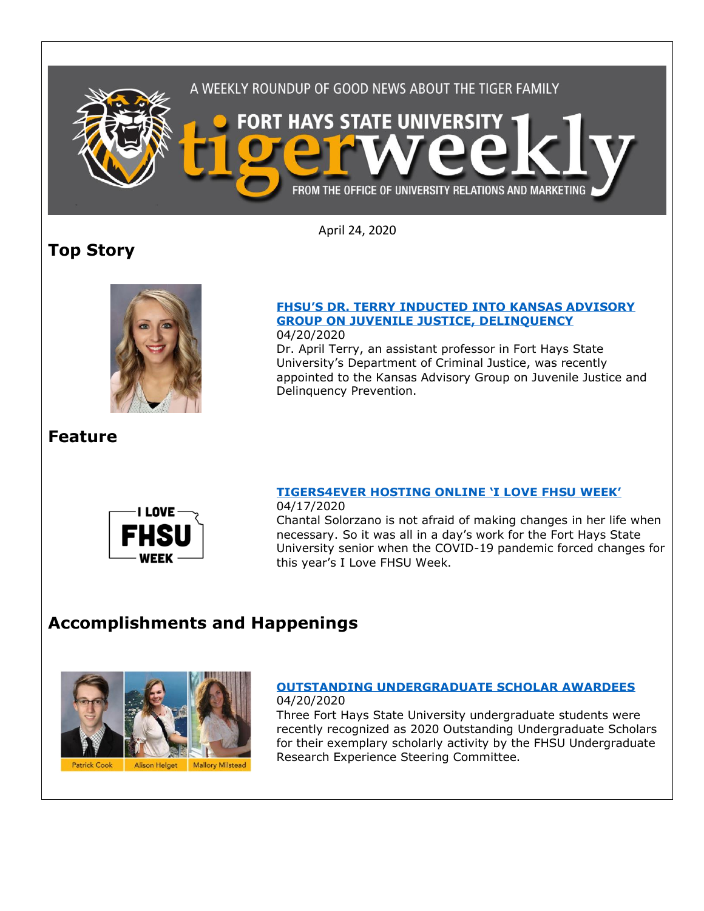A WEEKLY ROUNDUP OF GOOD NEWS ABOUT THE TIGER FAMILY

# FORT HAYS STATE UNIVERSITY tigerweekly

FROM THE OFFICE OF UNIVERSITY RELATIONS AND MARKETING

April 24, 2020

## Top Story

**FHSU'S DR. TERRY INDUCTED INTO KANSAS ADVISORY GROUP ON JUVENILE JUSTICE, DELINQUENCY**
04/20/2020
Dr. April Terry, an assistant professor in Fort Hays State University's Department of Criminal Justice, was recently appointed to the Kansas Advisory Group on Juvenile Justice and Delinquency Prevention.

## Feature

**TIGERS4EVER HOSTING ONLINE 'I LOVE FHSU WEEK'**
04/17/2020
Chantal Solorzano is not afraid of making changes in her life when necessary. So it was all in a day's work for the Fort Hays State University senior when the COVID-19 pandemic forced changes for this year's I Love FHSU Week.

## Accomplishments and Happenings

Patrick Cook | Alison Helget | Mallory Milstead

**OUTSTANDING UNDERGRADUATE SCHOLAR AWARDEES**
04/20/2020
Three Fort Hays State University undergraduate students were recently recognized as 2020 Outstanding Undergraduate Scholars for their exemplary scholarly activity by the FHSU Undergraduate Research Experience Steering Committee.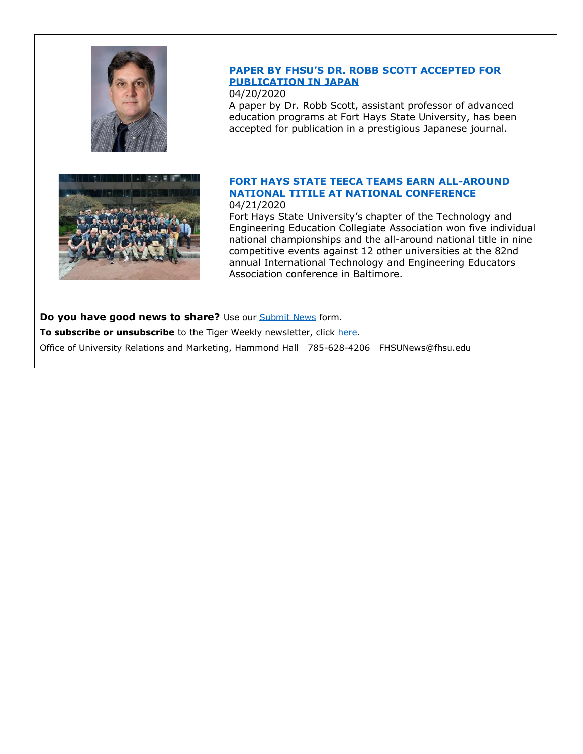### [PAPER BY FHSU'S DR. ROBB SCOTT ACCEPTED FOR PUBLICATION IN JAPAN]

04/20/2020

A paper by Dr. Robb Scott, assistant professor of advanced education programs at Fort Hays State University, has been accepted for publication in a prestigious Japanese journal.

### [FORT HAYS STATE TEECA TEAMS EARN ALL-AROUND NATIONAL TITILE AT NATIONAL CONFERENCE]

04/21/2020

Fort Hays State University's chapter of the Technology and Engineering Education Collegiate Association won five individual national championships and the all-around national title in nine competitive events against 12 other universities at the 82nd annual International Technology and Engineering Educators Association conference in Baltimore.

**Do you have good news to share?** Use our Submit News form.

**To subscribe or unsubscribe** to the Tiger Weekly newsletter, click here.

Office of University Relations and Marketing, Hammond Hall 785-628-4206 FHSUNews@fhsu.edu